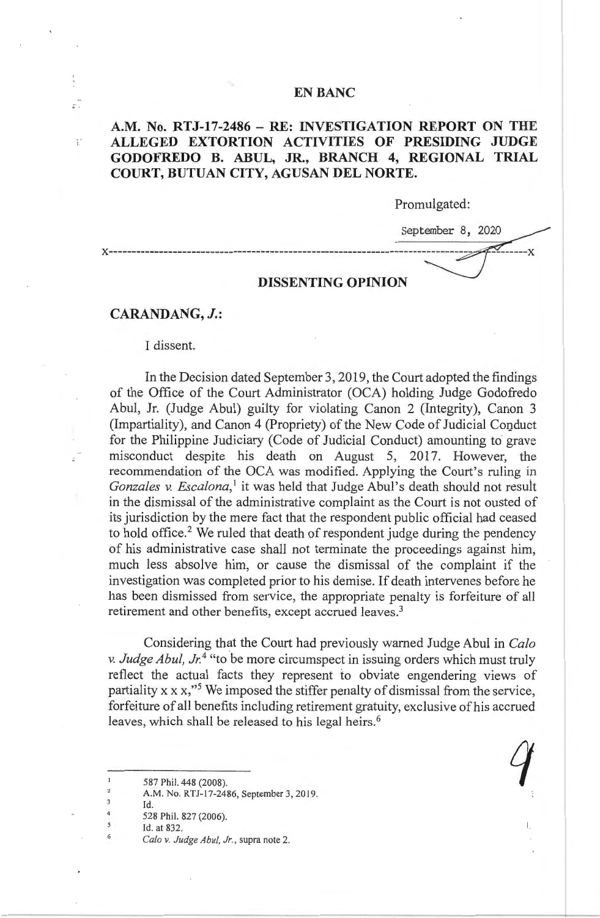# EN BANC

**A.M. No. RTJ-17-2486 – RE: INVESTIGATION REPORT ON THE ALLEGED EXTORTION ACTIVITIES OF PRESIDING JUDGE GODOFREDO B. ABUL, JR., BRANCH 4, REGIONAL TRIAL COURT, BUTUAN CITY, AGUSAN DEL NORTE.**

Promulgated:

September 8, 2020

x---------------------------------------------------------------------------------------x

## DISSENTING OPINION

**CARANDANG, *J.*:**

I dissent.

In the Decision dated September 3, 2019, the Court adopted the findings of the Office of the Court Administrator (OCA) holding Judge Godofredo Abul, Jr. (Judge Abul) guilty for violating Canon 2 (Integrity), Canon 3 (Impartiality), and Canon 4 (Propriety) of the New Code of Judicial Conduct for the Philippine Judiciary (Code of Judicial Conduct) amounting to grave misconduct despite his death on August 5, 2017. However, the recommendation of the OCA was modified. Applying the Court's ruling in *Gonzales v. Escalona*,[1] it was held that Judge Abul's death should not result in the dismissal of the administrative complaint as the Court is not ousted of its jurisdiction by the mere fact that the respondent public official had ceased to hold office.[2] We ruled that death of respondent judge during the pendency of his administrative case shall not terminate the proceedings against him, much less absolve him, or cause the dismissal of the complaint if the investigation was completed prior to his demise. If death intervenes before he has been dismissed from service, the appropriate penalty is forfeiture of all retirement and other benefits, except accrued leaves.[3]

Considering that the Court had previously warned Judge Abul in *Calo v. Judge Abul, Jr.*[4] "to be more circumspect in issuing orders which must truly reflect the actual facts they represent to obviate engendering views of partiality x x x,"[5] We imposed the stiffer penalty of dismissal from the service, forfeiture of all benefits including retirement gratuity, exclusive of his accrued leaves, which shall be released to his legal heirs.[6]

---

[1] 587 Phil. 448 (2008).

[2] A.M. No. RTJ-17-2486, September 3, 2019.

[3] Id.

[4] 528 Phil. 827 (2006).

[5] Id. at 832.

[6] *Calo v. Judge Abul, Jr.*, supra note 2.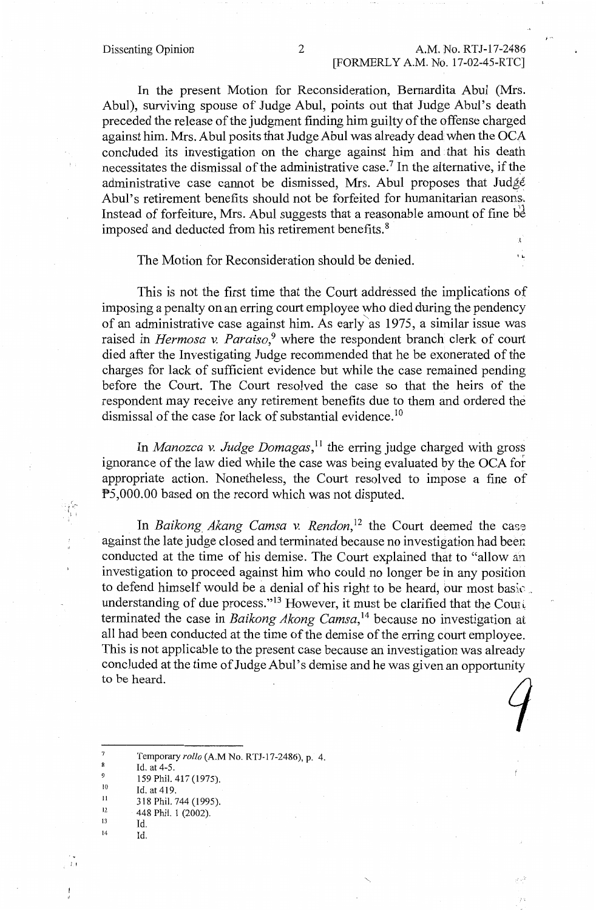In the present Motion for Reconsideration, Bernardita Abul (Mrs. Abul), surviving spouse of Judge Abul, points out that Judge Abul's death preceded the release of the judgment finding him guilty of the offense charged against him. Mrs. Abul posits that Judge Abul was already dead when the OCA concluded its investigation on the charge against him and that his death necessitates the dismissal of the administrative case.[7] In the alternative, if the administrative case cannot be dismissed, Mrs. Abul proposes that Judge Abul's retirement benefits should not be forfeited for humanitarian reasons. Instead of forfeiture, Mrs. Abul suggests that a reasonable amount of fine be imposed and deducted from his retirement benefits.[8]

The Motion for Reconsideration should be denied.

This is not the first time that the Court addressed the implications of imposing a penalty on an erring court employee who died during the pendency of an administrative case against him. As early as 1975, a similar issue was raised in *Hermosa v. Paraiso*,[9] where the respondent branch clerk of court died after the Investigating Judge recommended that he be exonerated of the charges for lack of sufficient evidence but while the case remained pending before the Court. The Court resolved the case so that the heirs of the respondent may receive any retirement benefits due to them and ordered the dismissal of the case for lack of substantial evidence.[10]

In *Manozca v. Judge Domagas*,[11] the erring judge charged with gross ignorance of the law died while the case was being evaluated by the OCA for appropriate action. Nonetheless, the Court resolved to impose a fine of ₱5,000.00 based on the record which was not disputed.

In *Baikong Akang Camsa v. Rendon*,[12] the Court deemed the case against the late judge closed and terminated because no investigation had been conducted at the time of his demise. The Court explained that to "allow an investigation to proceed against him who could no longer be in any position to defend himself would be a denial of his right to be heard, our most basic understanding of due process."[13] However, it must be clarified that the Court terminated the case in *Baikong Akong Camsa*,[14] because no investigation at all had been conducted at the time of the demise of the erring court employee. This is not applicable to the present case because an investigation was already concluded at the time of Judge Abul's demise and he was given an opportunity to be heard.

---

[7] Temporary *rollo* (A.M No. RTJ-17-2486), p. 4.

[8] Id. at 4-5.

[9] 159 Phil. 417 (1975).

[10] Id. at 419.

[11] 318 Phil. 744 (1995).

[12] 448 Phil. 1 (2002).

[13] Id.

[14] Id.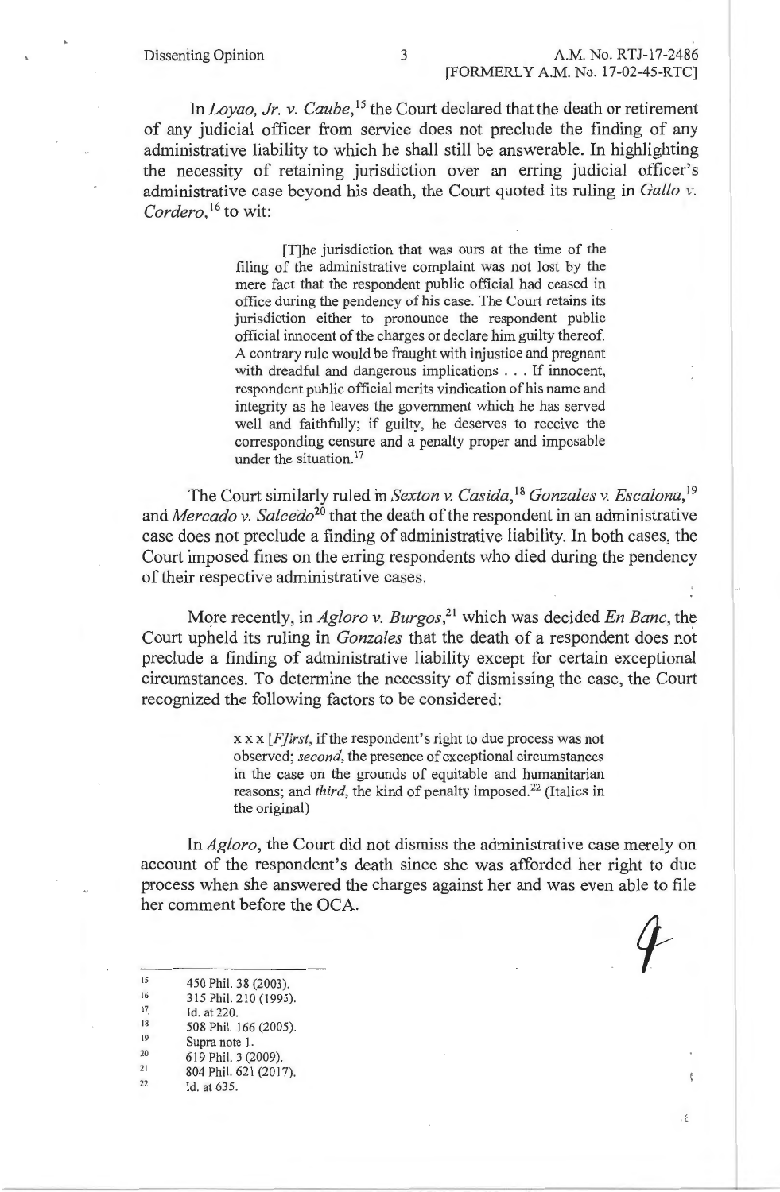In *Loyao, Jr. v. Caube*,[15] the Court declared that the death or retirement of any judicial officer from service does not preclude the finding of any administrative liability to which he shall still be answerable. In highlighting the necessity of retaining jurisdiction over an erring judicial officer's administrative case beyond his death, the Court quoted its ruling in *Gallo v. Cordero*,[16] to wit:

> [T]he jurisdiction that was ours at the time of the filing of the administrative complaint was not lost by the mere fact that the respondent public official had ceased in office during the pendency of his case. The Court retains its jurisdiction either to pronounce the respondent public official innocent of the charges or declare him guilty thereof. A contrary rule would be fraught with injustice and pregnant with dreadful and dangerous implications . . . If innocent, respondent public official merits vindication of his name and integrity as he leaves the government which he has served well and faithfully; if guilty, he deserves to receive the corresponding censure and a penalty proper and imposable under the situation.[17]

The Court similarly ruled in *Sexton v. Casida*,[18] *Gonzales v. Escalona*,[19] and *Mercado v. Salcedo*[20] that the death of the respondent in an administrative case does not preclude a finding of administrative liability. In both cases, the Court imposed fines on the erring respondents who died during the pendency of their respective administrative cases.

More recently, in *Agloro v. Burgos*,[21] which was decided *En Banc*, the Court upheld its ruling in *Gonzales* that the death of a respondent does not preclude a finding of administrative liability except for certain exceptional circumstances. To determine the necessity of dismissing the case, the Court recognized the following factors to be considered:

> x x x *[F]irst*, if the respondent's right to due process was not observed; *second*, the presence of exceptional circumstances in the case on the grounds of equitable and humanitarian reasons; and *third*, the kind of penalty imposed.[22] (Italics in the original)

In *Agloro*, the Court did not dismiss the administrative case merely on account of the respondent's death since she was afforded her right to due process when she answered the charges against her and was even able to file her comment before the OCA.

---

[15] 450 Phil. 38 (2003).
[16] 315 Phil. 210 (1995).
[17] Id. at 220.
[18] 508 Phil. 166 (2005).
[19] Supra note 1.
[20] 619 Phil. 3 (2009).
[21] 804 Phil. 621 (2017).
[22] Id. at 635.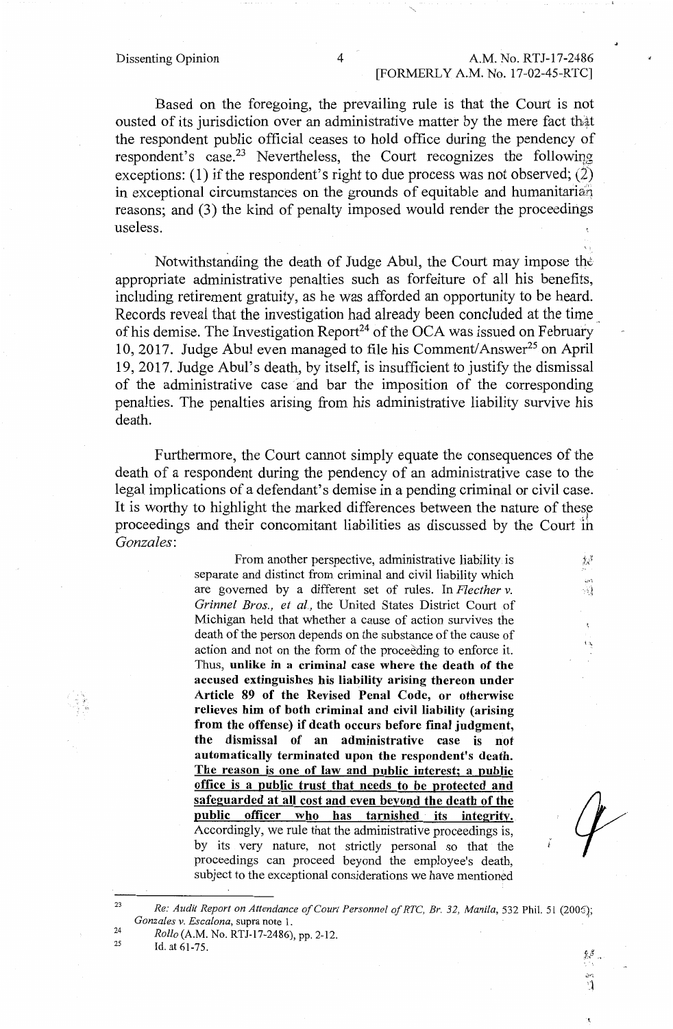Based on the foregoing, the prevailing rule is that the Court is not ousted of its jurisdiction over an administrative matter by the mere fact that the respondent public official ceases to hold office during the pendency of respondent's case.[23] Nevertheless, the Court recognizes the following exceptions: (1) if the respondent's right to due process was not observed; (2) in exceptional circumstances on the grounds of equitable and humanitarian reasons; and (3) the kind of penalty imposed would render the proceedings useless.

Notwithstanding the death of Judge Abul, the Court may impose the appropriate administrative penalties such as forfeiture of all his benefits, including retirement gratuity, as he was afforded an opportunity to be heard. Records reveal that the investigation had already been concluded at the time of his demise. The Investigation Report[24] of the OCA was issued on February 10, 2017. Judge Abul even managed to file his Comment/Answer[25] on April 19, 2017. Judge Abul's death, by itself, is insufficient to justify the dismissal of the administrative case and bar the imposition of the corresponding penalties. The penalties arising from his administrative liability survive his death.

Furthermore, the Court cannot simply equate the consequences of the death of a respondent during the pendency of an administrative case to the legal implications of a defendant's demise in a pending criminal or civil case. It is worthy to highlight the marked differences between the nature of these proceedings and their concomitant liabilities as discussed by the Court in *Gonzales*:

> From another perspective, administrative liability is separate and distinct from criminal and civil liability which are governed by a different set of rules. In *Flecther v. Grinnel Bros., et al.*, the United States District Court of Michigan held that whether a cause of action survives the death of the person depends on the substance of the cause of action and not on the form of the proceeding to enforce it. Thus, **unlike in a criminal case where the death of the accused extinguishes his liability arising thereon under Article 89 of the Revised Penal Code, or otherwise relieves him of both criminal and civil liability (arising from the offense) if death occurs before final judgment, the dismissal of an administrative case is not automatically terminated upon the respondent's death. The reason is one of law and public interest; a public office is a public trust that needs to be protected and safeguarded at all cost and even beyond the death of the public officer who has tarnished its integrity.** Accordingly, we rule that the administrative proceedings is, by its very nature, not strictly personal so that the proceedings can proceed beyond the employee's death, subject to the exceptional considerations we have mentioned

---

[23] *Re: Audit Report on Attendance of Court Personnel of RTC, Br. 32, Manila*, 532 Phil. 51 (2006); *Gonzales v. Escalona*, supra note 1.

[24] *Rollo* (A.M. No. RTJ-17-2486), pp. 2-12.

[25] Id. at 61-75.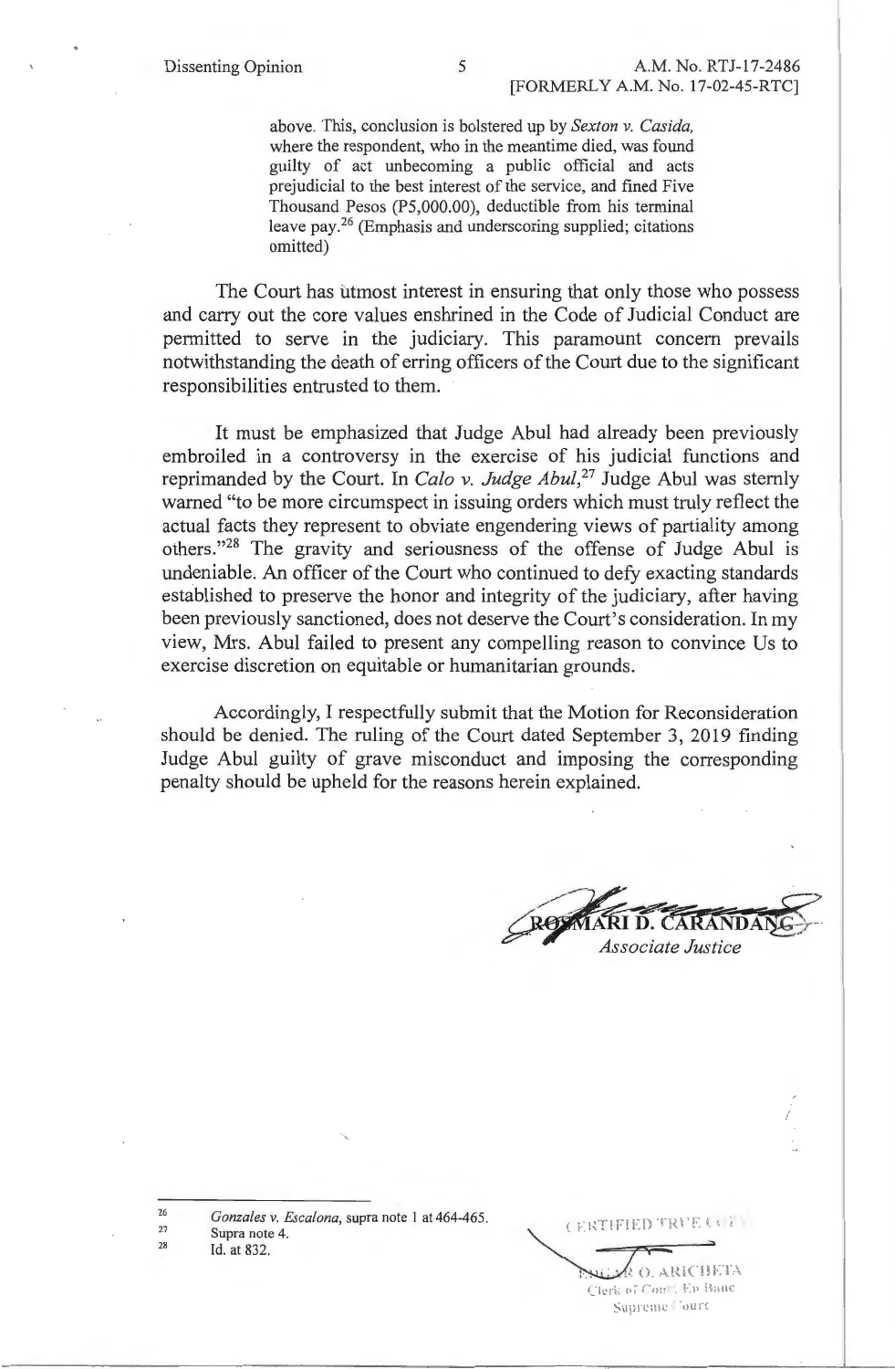above. This, conclusion is bolstered up by *Sexton v. Casida*, where the respondent, who in the meantime died, was found guilty of act unbecoming a public official and acts prejudicial to the best interest of the service, and fined Five Thousand Pesos (P5,000.00), deductible from his terminal leave pay.[26] (Emphasis and underscoring supplied; citations omitted)

The Court has utmost interest in ensuring that only those who possess and carry out the core values enshrined in the Code of Judicial Conduct are permitted to serve in the judiciary. This paramount concern prevails notwithstanding the death of erring officers of the Court due to the significant responsibilities entrusted to them.

It must be emphasized that Judge Abul had already been previously embroiled in a controversy in the exercise of his judicial functions and reprimanded by the Court. In *Calo v. Judge Abul*,[27] Judge Abul was sternly warned "to be more circumspect in issuing orders which must truly reflect the actual facts they represent to obviate engendering views of partiality among others."[28] The gravity and seriousness of the offense of Judge Abul is undeniable. An officer of the Court who continued to defy exacting standards established to preserve the honor and integrity of the judiciary, after having been previously sanctioned, does not deserve the Court's consideration. In my view, Mrs. Abul failed to present any compelling reason to convince Us to exercise discretion on equitable or humanitarian grounds.

Accordingly, I respectfully submit that the Motion for Reconsideration should be denied. The ruling of the Court dated September 3, 2019 finding Judge Abul guilty of grave misconduct and imposing the corresponding penalty should be upheld for the reasons herein explained.

ROSMARI D. CARANDANG
*Associate Justice*

---

[26] *Gonzales v. Escalona*, supra note 1 at 464-465.
[27] Supra note 4.
[28] Id. at 832.

CERTIFIED TRUE COPY
EDGAR O. ARICHETA
Clerk of Court En Banc
Supreme Court